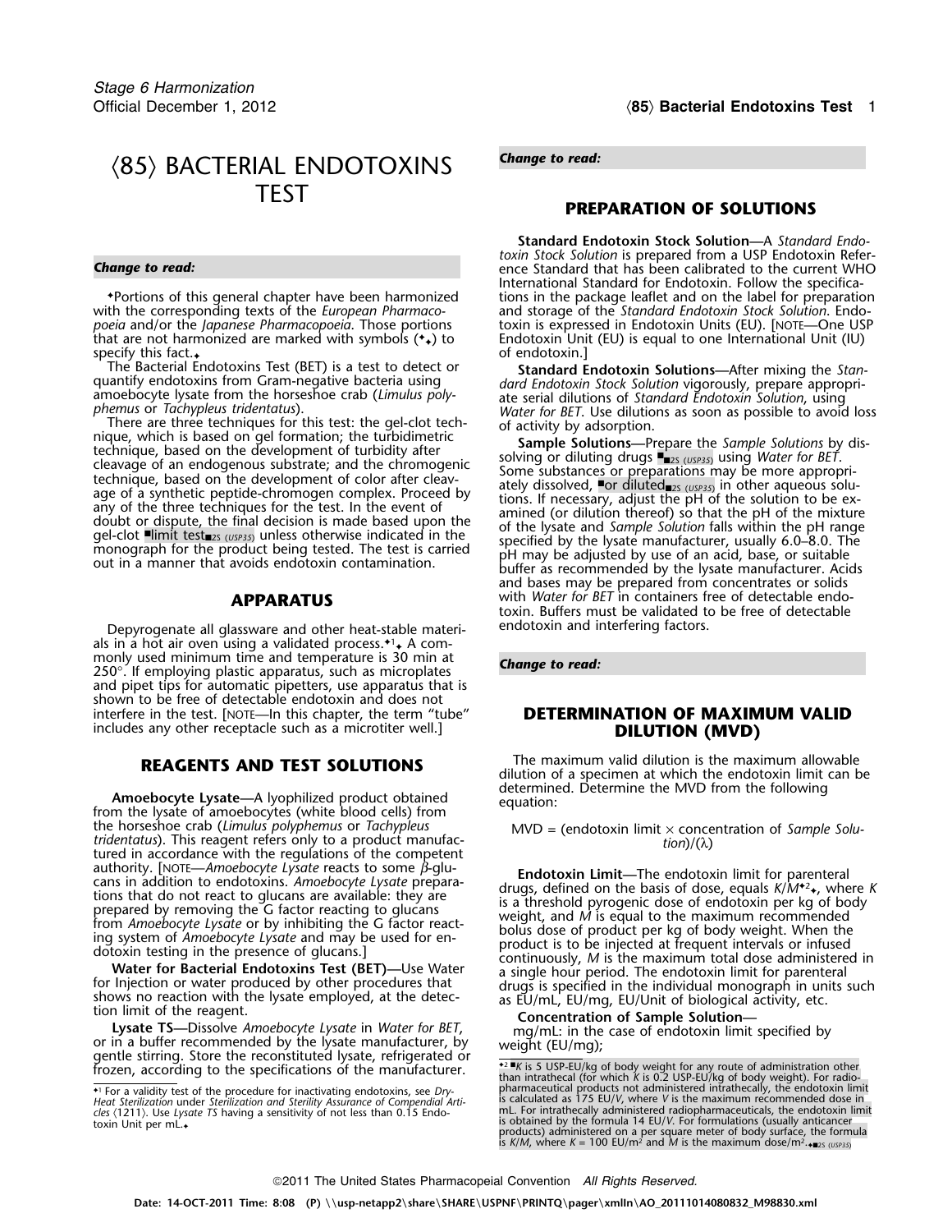# ⟨85⟩ BACTERIAL ENDOTOXINS TEST

*Change to read:*

◆Portions of this general chapter have been harmonized with the corresponding texts of the *European Pharmacopoeia* and/or the *Japanese Pharmacopoeia*. Those portions that are not harmonized are marked with symbols (◆◆) to specify this fact.◆

The Bacterial Endotoxins Test (BET) is a test to detect or quantify endotoxins from Gram-negative bacteria using amoebocyte lysate from the horseshoe crab (*Limulus polyphemus* or *Tachypleus tridentatus*).

There are three techniques for this test: the gel-clot technique, which is based on gel formation; the turbidimetric technique, based on the development of turbidity after cleavage of an endogenous substrate; and the chromogenic technique, based on the development of color after cleavage of a synthetic peptide-chromogen complex. Proceed by any of the three techniques for the test. In the event of doubt or dispute, the final decision is made based upon the gel-clot ■limit test■2S (USP35) unless otherwise indicated in the monograph for the product being tested. The test is carried out in a manner that avoids endotoxin contamination.

## APPARATUS

Depyrogenate all glassware and other heat-stable materials in a hot air oven using a validated process.◆[1]◆ A commonly used minimum time and temperature is 30 min at 250°. If employing plastic apparatus, such as microplates and pipet tips for automatic pipetters, use apparatus that is shown to be free of detectable endotoxin and does not interfere in the test. [NOTE—In this chapter, the term "tube" includes any other receptacle such as a microtiter well.]

## REAGENTS AND TEST SOLUTIONS

**Amoebocyte Lysate**—A lyophilized product obtained from the lysate of amoebocytes (white blood cells) from the horseshoe crab (*Limulus polyphemus* or *Tachypleus tridentatus*). This reagent refers only to a product manufactured in accordance with the regulations of the competent authority. [NOTE—*Amoebocyte Lysate* reacts to some $\beta$-glucans in addition to endotoxins. *Amoebocyte Lysate* preparations that do not react to glucans are available: they are prepared by removing the G factor reacting to glucans from *Amoebocyte Lysate* or by inhibiting the G factor reacting system of *Amoebocyte Lysate* and may be used for endotoxin testing in the presence of glucans.]

**Water for Bacterial Endotoxins Test (BET)**—Use Water for Injection or water produced by other procedures that shows no reaction with the lysate employed, at the detection limit of the reagent.

**Lysate TS**—Dissolve *Amoebocyte Lysate* in *Water for BET*, or in a buffer recommended by the lysate manufacturer, by gentle stirring. Store the reconstituted lysate, refrigerated or frozen, according to the specifications of the manufacturer.

*Change to read:*

## PREPARATION OF SOLUTIONS

**Standard Endotoxin Stock Solution**—A *Standard Endotoxin Stock Solution* is prepared from a USP Endotoxin Reference Standard that has been calibrated to the current WHO International Standard for Endotoxin. Follow the specifications in the package leaflet and on the label for preparation and storage of the *Standard Endotoxin Stock Solution*. Endotoxin is expressed in Endotoxin Units (EU). [NOTE—One USP Endotoxin Unit (EU) is equal to one International Unit (IU) of endotoxin.]

**Standard Endotoxin Solutions**—After mixing the *Standard Endotoxin Stock Solution* vigorously, prepare appropriate serial dilutions of *Standard Endotoxin Solution*, using *Water for BET*. Use dilutions as soon as possible to avoid loss of activity by adsorption.

**Sample Solutions**—Prepare the *Sample Solutions* by dissolving or diluting drugs ■■2S (USP35) using *Water for BET*. Some substances or preparations may be more appropriately dissolved, ■or diluted■2S (USP35) in other aqueous solutions. If necessary, adjust the pH of the solution to be examined (or dilution thereof) so that the pH of the mixture of the lysate and *Sample Solution* falls within the pH range specified by the lysate manufacturer, usually 6.0–8.0. The pH may be adjusted by use of an acid, base, or suitable buffer as recommended by the lysate manufacturer. Acids and bases may be prepared from concentrates or solids with *Water for BET* in containers free of detectable endotoxin. Buffers must be validated to be free of detectable endotoxin and interfering factors.

*Change to read:*

## DETERMINATION OF MAXIMUM VALID DILUTION (MVD)

The maximum valid dilution is the maximum allowable dilution of a specimen at which the endotoxin limit can be determined. Determine the MVD from the following equation:

$$\text{MVD} = (\text{endotoxin limit} \times \text{concentration of } \textit{Sample Solution})/(\lambda)$$

**Endotoxin Limit**—The endotoxin limit for parenteral drugs, defined on the basis of dose, equals $K/M$◆[2]◆, where $K$ is a threshold pyrogenic dose of endotoxin per kg of body weight, and $M$ is equal to the maximum recommended bolus dose of product per kg of body weight. When the product is to be injected at frequent intervals or infused continuously, $M$ is the maximum total dose administered in a single hour period. The endotoxin limit for parenteral drugs is specified in the individual monograph in units such as EU/mL, EU/mg, EU/Unit of biological activity, etc.

**Concentration of Sample Solution**—

mg/mL: in the case of endotoxin limit specified by weight (EU/mg);

---

◆[1] For a validity test of the procedure for inactivating endotoxins, see *Dry-Heat Sterilization* under *Sterilization and Sterility Assurance of Compendial Articles* ⟨1211⟩. Use *Lysate TS* having a sensitivity of not less than 0.15 Endotoxin Unit per mL.◆

◆[2] ■$K$ is 5 USP-EU/kg of body weight for any route of administration other than intrathecal (for which $K$ is 0.2 USP-EU/kg of body weight). For radiopharmaceutical products not administered intrathecally, the endotoxin limit is calculated as 175 EU/$V$, where $V$ is the maximum recommended dose in mL. For intrathecally administered radiopharmaceuticals, the endotoxin limit is obtained by the formula 14 EU/$V$. For formulations (usually anticancer products) administered on a per square meter of body surface, the formula is $K/M$, where $K$ = 100 EU/m$^2$ and $M$ is the maximum dose/m$^2$.◆■2S (USP35)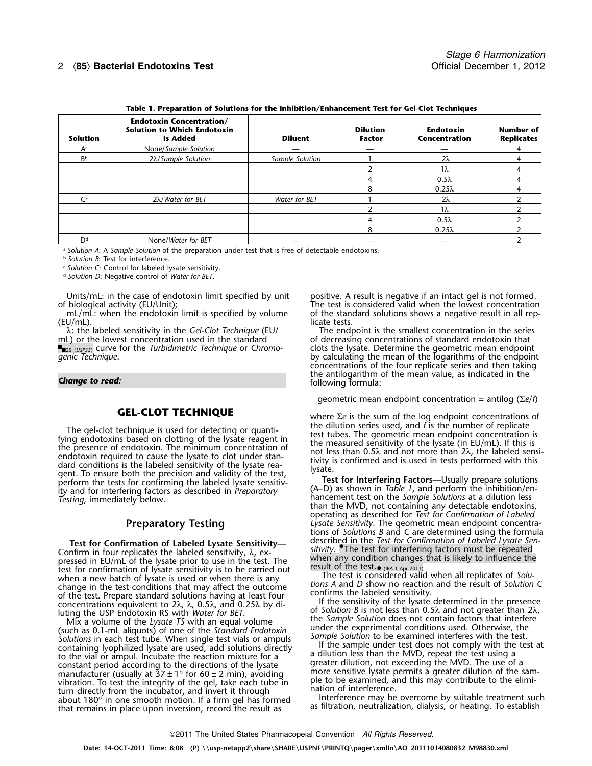**Table 1. Preparation of Solutions for the Inhibition/Enhancement Test for Gel-Clot Techniques**

| Solution | Endotoxin Concentration/ Solution to Which Endotoxin Is Added | Diluent | Dilution Factor | Endotoxin Concentration | Number of Replicates |
|---|---|---|---|---|---|
| A[a] | None/*Sample Solution* | — | — | — | 4 |
| B[b] | 2λ/*Sample Solution* | *Sample Solution* | 1 | 2λ | 4 |
| | | | 2 | 1λ | 4 |
| | | | 4 | 0.5λ | 4 |
| | | | 8 | 0.25λ | 4 |
| C[c] | 2λ/*Water for BET* | *Water for BET* | 1 | 2λ | 2 |
| | | | 2 | 1λ | 2 |
| | | | 4 | 0.5λ | 2 |
| | | | 8 | 0.25λ | 2 |
| D[d] | None/*Water for BET* | — | — | — | 2 |

[a] *Solution A*: A *Sample Solution* of the preparation under test that is free of detectable endotoxins.
[b] *Solution B*: Test for interference.
[c] *Solution C*: Control for labeled lysate sensitivity.
[d] *Solution D*: Negative control of *Water for BET*.

Units/mL: in the case of endotoxin limit specified by unit of biological activity (EU/Unit);
mL/mL: when the endotoxin limit is specified by volume (EU/mL).
λ: the labeled sensitivity in the *Gel-Clot Technique* (EU/mL) or the lowest concentration used in the standard ■2S (USP35) curve for the *Turbidimetric Technique* or *Chromogenic Technique*.

*Change to read:*

## GEL-CLOT TECHNIQUE

The gel-clot technique is used for detecting or quantifying endotoxins based on clotting of the lysate reagent in the presence of endotoxin. The minimum concentration of endotoxin required to cause the lysate to clot under standard conditions is the labeled sensitivity of the lysate reagent. To ensure both the precision and validity of the test, perform the tests for confirming the labeled lysate sensitivity and for interfering factors as described in *Preparatory Testing*, immediately below.

### Preparatory Testing

**Test for Confirmation of Labeled Lysate Sensitivity**—Confirm in four replicates the labeled sensitivity, λ, expressed in EU/mL of the lysate prior to use in the test. The test for confirmation of lysate sensitivity is to be carried out when a new batch of lysate is used or when there is any change in the test conditions that may affect the outcome of the test. Prepare standard solutions having at least four concentrations equivalent to 2λ, λ, 0.5λ, and 0.25λ by diluting the USP Endotoxin RS with *Water for BET*.

Mix a volume of the *Lysate TS* with an equal volume (such as 0.1-mL aliquots) of one of the *Standard Endotoxin Solutions* in each test tube. When single test vials or ampuls containing lyophilized lysate are used, add solutions directly to the vial or ampul. Incubate the reaction mixture for a constant period according to the directions of the lysate manufacturer (usually at 37 ± 1° for 60 ± 2 min), avoiding vibration. To test the integrity of the gel, take each tube in turn directly from the incubator, and invert it through about 180° in one smooth motion. If a firm gel has formed that remains in place upon inversion, record the result as positive. A result is negative if an intact gel is not formed. The test is considered valid when the lowest concentration of the standard solutions shows a negative result in all replicate tests.

The endpoint is the smallest concentration in the series of decreasing concentrations of standard endotoxin that clots the lysate. Determine the geometric mean endpoint concentration by calculating the mean of the logarithms of the endpoint concentrations of the four replicate series and then taking the antilogarithm of the mean value, as indicated in the following formula:

$$\text{geometric mean endpoint concentration} = \text{antilog}\ (\Sigma e/f)$$

where $\Sigma e$ is the sum of the log endpoint concentrations of the dilution series used, and $f$ is the number of replicate test tubes. The geometric mean endpoint concentration is the measured sensitivity of the lysate (in EU/mL). If this is not less than 0.5λ and not more than 2λ, the labeled sensitivity is confirmed and is used in tests performed with this lysate.

**Test for Interfering Factors**—Usually prepare solutions (A–D) as shown in *Table 1*, and perform the inhibition/enhancement test on the *Sample Solutions* at a dilution less than the MVD, not containing any detectable endotoxins, operating as described for *Test for Confirmation of Labeled Lysate Sensitivity*. The geometric mean endpoint concentrations of *Solutions B* and *C* are determined using the formula described in the *Test for Confirmation of Labeled Lysate Sensitivity*. ●The test for interfering factors must be repeated when any condition changes that is likely to influence the result of the test.● (IRA 1-Apr-2011)

The test is considered valid when all replicates of *Solutions A* and *D* show no reaction and the result of *Solution C* confirms the labeled sensitivity.

If the sensitivity of the lysate determined in the presence of *Solution B* is not less than 0.5λ and not greater than 2λ, the *Sample Solution* does not contain factors that interfere under the experimental conditions used. Otherwise, the *Sample Solution* to be examined interferes with the test.

If the sample under test does not comply with the test at a dilution less than the MVD, repeat the test using a greater dilution, not exceeding the MVD. The use of a more sensitive lysate permits a greater dilution of the sample to be examined, and this may contribute to the elimination of interference.

Interference may be overcome by suitable treatment such as filtration, neutralization, dialysis, or heating. To establish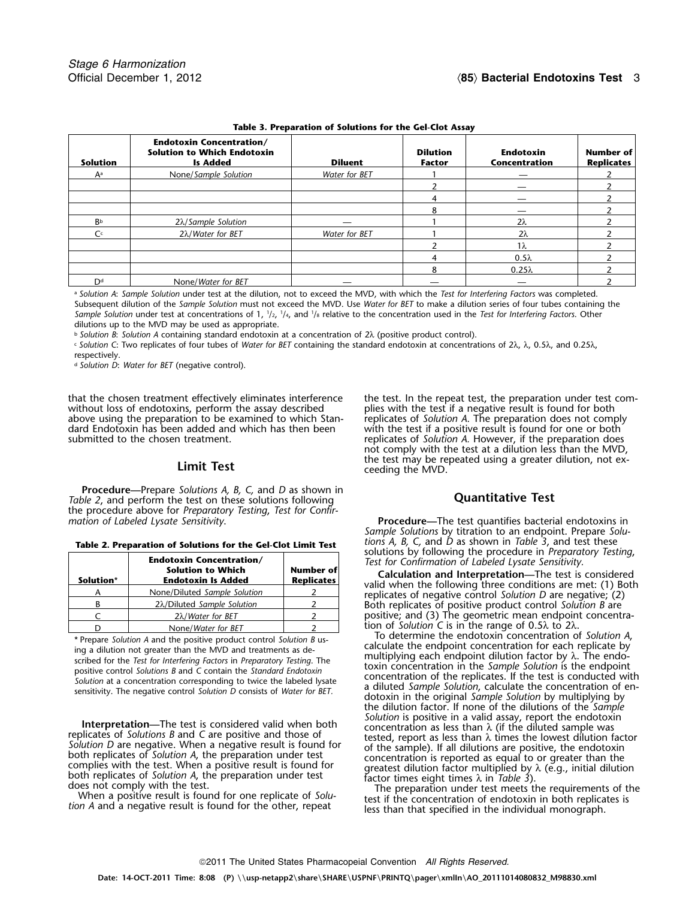**Table 3. Preparation of Solutions for the Gel-Clot Assay**

| Solution | Endotoxin Concentration/ Solution to Which Endotoxin Is Added | Diluent | Dilution Factor | Endotoxin Concentration | Number of Replicates |
|---|---|---|---|---|---|
| A[a] | None/*Sample Solution* | *Water for BET* | 1 | — | 2 |
| | | | 2 | — | 2 |
| | | | 4 | — | 2 |
| | | | 8 | — | 2 |
| B[b] | 2λ/*Sample Solution* | — | 1 | 2λ | 2 |
| C[c] | 2λ/*Water for BET* | *Water for BET* | 1 | 2λ | 2 |
| | | | 2 | 1λ | 2 |
| | | | 4 | 0.5λ | 2 |
| | | | 8 | 0.25λ | 2 |
| D[d] | None/*Water for BET* | — | — | — | 2 |

[a] *Solution A*: *Sample Solution* under test at the dilution, not to exceed the MVD, with which the *Test for Interfering Factors* was completed. Subsequent dilution of the *Sample Solution* must not exceed the MVD. Use *Water for BET* to make a dilution series of four tubes containing the *Sample Solution* under test at concentrations of 1, $^1/_2$, $^1/_4$, and $^1/_8$ relative to the concentration used in the *Test for Interfering Factors*. Other dilutions up to the MVD may be used as appropriate.

[b] *Solution B*: *Solution A* containing standard endotoxin at a concentration of 2λ (positive product control).

[c] *Solution C*: Two replicates of four tubes of *Water for BET* containing the standard endotoxin at concentrations of 2λ, λ, 0.5λ, and 0.25λ, respectively.

[d] *Solution D*: *Water for BET* (negative control).

that the chosen treatment effectively eliminates interference without loss of endotoxins, perform the assay described above using the preparation to be examined to which Standard Endotoxin has been added and which has then been submitted to the chosen treatment.

## Limit Test

**Procedure**—Prepare *Solutions A, B, C,* and *D* as shown in *Table 2*, and perform the test on these solutions following the procedure above for *Preparatory Testing*, *Test for Confirmation of Labeled Lysate Sensitivity*.

**Table 2. Preparation of Solutions for the Gel-Clot Limit Test**

| Solution* | Endotoxin Concentration/ Solution to Which Endotoxin Is Added | Number of Replicates |
|---|---|---|
| A | None/Diluted *Sample Solution* | 2 |
| B | 2λ/Diluted *Sample Solution* | 2 |
| C | 2λ/*Water for BET* | 2 |
| D | None/*Water for BET* | 2 |

\* Prepare *Solution A* and the positive product control *Solution B* using a dilution not greater than the MVD and treatments as described for the *Test for Interfering Factors* in *Preparatory Testing*. The positive control *Solutions B* and *C* contain the *Standard Endotoxin Solution* at a concentration corresponding to twice the labeled lysate sensitivity. The negative control *Solution D* consists of *Water for BET*.

**Interpretation**—The test is considered valid when both replicates of *Solutions B* and *C* are positive and those of *Solution D* are negative. When a negative result is found for both replicates of *Solution A*, the preparation under test complies with the test. When a positive result is found for both replicates of *Solution A*, the preparation under test does not comply with the test.

When a positive result is found for one replicate of *Solution A* and a negative result is found for the other, repeat the test. In the repeat test, the preparation under test complies with the test if a negative result is found for both replicates of *Solution A*. The preparation does not comply with the test if a positive result is found for one or both replicates of *Solution A*. However, if the preparation does not comply with the test at a dilution less than the MVD, the test may be repeated using a greater dilution, not exceeding the MVD.

## Quantitative Test

**Procedure**—The test quantifies bacterial endotoxins in *Sample Solutions* by titration to an endpoint. Prepare *Solutions A, B, C,* and *D* as shown in *Table 3*, and test these solutions by following the procedure in *Preparatory Testing, Test for Confirmation of Labeled Lysate Sensitivity*.

**Calculation and Interpretation**—The test is considered valid when the following three conditions are met: (1) Both replicates of negative control *Solution D* are negative; (2) Both replicates of positive product control *Solution B* are positive; and (3) The geometric mean endpoint concentration of *Solution C* is in the range of 0.5λ to 2λ.

To determine the endotoxin concentration of *Solution A*, calculate the endpoint concentration for each replicate by multiplying each endpoint dilution factor by λ. The endotoxin concentration in the *Sample Solution* is the endpoint concentration of the replicates. If the test is conducted with a diluted *Sample Solution*, calculate the concentration of endotoxin in the original *Sample Solution* by multiplying by the dilution factor. If none of the dilutions of the *Sample Solution* is positive in a valid assay, report the endotoxin concentration as less than λ (if the diluted sample was tested, report as less than λ times the lowest dilution factor of the sample). If all dilutions are positive, the endotoxin concentration is reported as equal to or greater than the greatest dilution factor multiplied by λ (e.g., initial dilution factor times eight times λ in *Table 3*).

The preparation under test meets the requirements of the test if the concentration of endotoxin in both replicates is less than that specified in the individual monograph.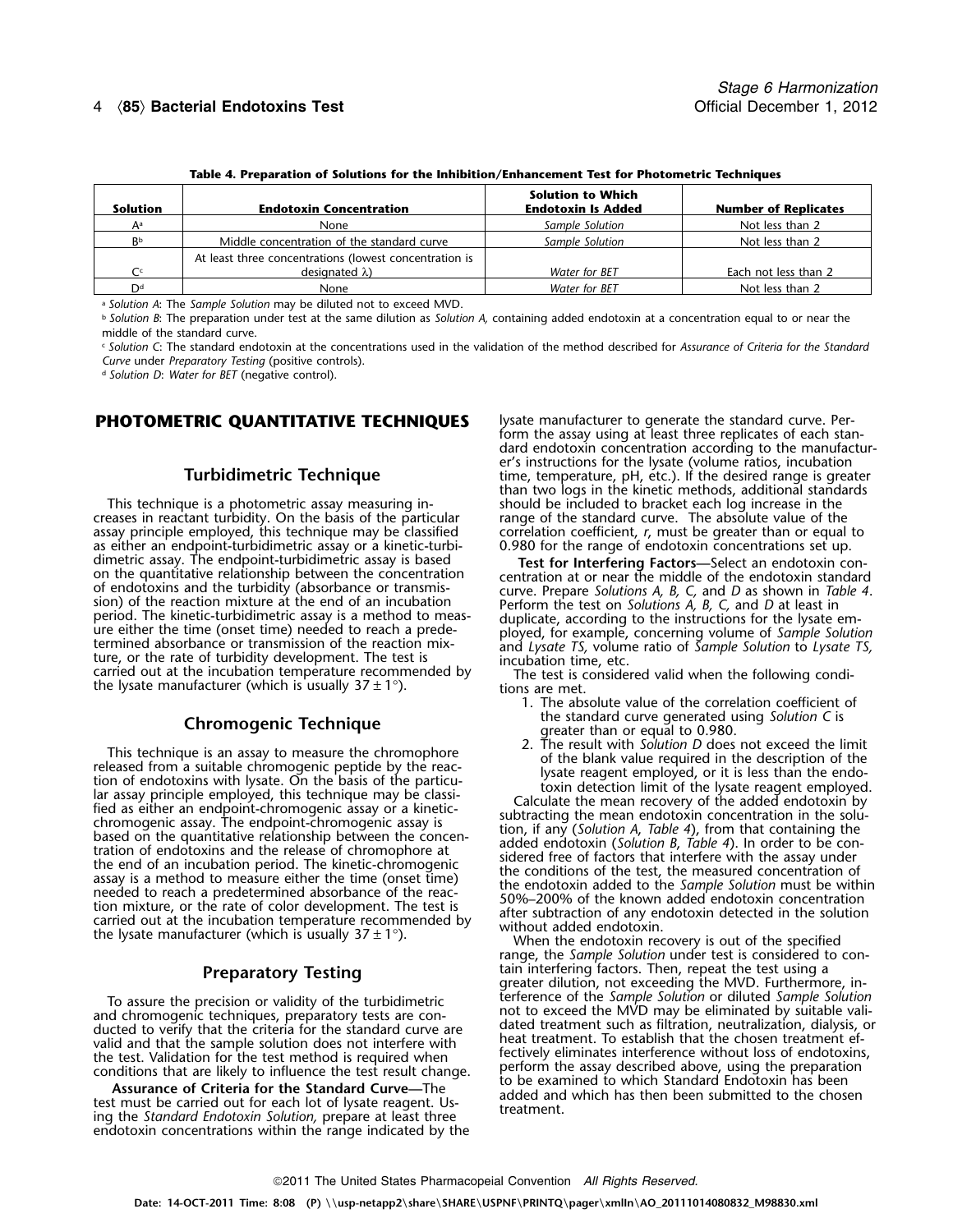**Table 4. Preparation of Solutions for the Inhibition/Enhancement Test for Photometric Techniques**

| Solution | Endotoxin Concentration | Solution to Which Endotoxin Is Added | Number of Replicates |
|---|---|---|---|
| A[a] | None | *Sample Solution* | Not less than 2 |
| B[b] | Middle concentration of the standard curve | *Sample Solution* | Not less than 2 |
| C[c] | At least three concentrations (lowest concentration is designated λ) | *Water for BET* | Each not less than 2 |
| D[d] | None | *Water for BET* | Not less than 2 |

[a] *Solution A*: The *Sample Solution* may be diluted not to exceed MVD.

[b] *Solution B*: The preparation under test at the same dilution as *Solution A,* containing added endotoxin at a concentration equal to or near the middle of the standard curve.

[c] *Solution C*: The standard endotoxin at the concentrations used in the validation of the method described for *Assurance of Criteria for the Standard Curve* under *Preparatory Testing* (positive controls).

[d] *Solution D*: *Water for BET* (negative control).

## PHOTOMETRIC QUANTITATIVE TECHNIQUES

### Turbidimetric Technique

This technique is a photometric assay measuring increases in reactant turbidity. On the basis of the particular assay principle employed, this technique may be classified as either an endpoint-turbidimetric assay or a kinetic-turbidimetric assay. The endpoint-turbidimetric assay is based on the quantitative relationship between the concentration of endotoxins and the turbidity (absorbance or transmission) of the reaction mixture at the end of an incubation period. The kinetic-turbidimetric assay is a method to measure either the time (onset time) needed to reach a predetermined absorbance or transmission of the reaction mixture, or the rate of turbidity development. The test is carried out at the incubation temperature recommended by the lysate manufacturer (which is usually $37 \pm 1°$).

### Chromogenic Technique

This technique is an assay to measure the chromophore released from a suitable chromogenic peptide by the reaction of endotoxins with lysate. On the basis of the particular assay principle employed, this technique may be classified as either an endpoint-chromogenic assay or a kinetic-chromogenic assay. The endpoint-chromogenic assay is based on the quantitative relationship between the concentration of endotoxins and the release of chromophore at the end of an incubation period. The kinetic-chromogenic assay is a method to measure either the time (onset time) needed to reach a predetermined absorbance of the reaction mixture, or the rate of color development. The test is carried out at the incubation temperature recommended by the lysate manufacturer (which is usually $37 \pm 1°$).

### Preparatory Testing

To assure the precision or validity of the turbidimetric and chromogenic techniques, preparatory tests are conducted to verify that the criteria for the standard curve are valid and that the sample solution does not interfere with the test. Validation for the test method is required when conditions that are likely to influence the test result change.

**Assurance of Criteria for the Standard Curve**—The test must be carried out for each lot of lysate reagent. Using the *Standard Endotoxin Solution,* prepare at least three endotoxin concentrations within the range indicated by the lysate manufacturer to generate the standard curve. Perform the assay using at least three replicates of each standard endotoxin concentration according to the manufacturer's instructions for the lysate (volume ratios, incubation time, temperature, pH, etc.). If the desired range is greater than two logs in the kinetic methods, additional standards should be included to bracket each log increase in the range of the standard curve. The absolute value of the correlation coefficient, *r*, must be greater than or equal to 0.980 for the range of endotoxin concentrations set up.

**Test for Interfering Factors**—Select an endotoxin concentration at or near the middle of the endotoxin standard curve. Prepare *Solutions A, B, C,* and *D* as shown in *Table 4*. Perform the test on *Solutions A, B, C,* and *D* at least in duplicate, according to the instructions for the lysate employed, for example, concerning volume of *Sample Solution* and *Lysate TS,* volume ratio of *Sample Solution* to *Lysate TS,* incubation time, etc.

The test is considered valid when the following conditions are met.

1. The absolute value of the correlation coefficient of the standard curve generated using *Solution C* is greater than or equal to 0.980.
2. The result with *Solution D* does not exceed the limit of the blank value required in the description of the lysate reagent employed, or it is less than the endotoxin detection limit of the lysate reagent employed.

Calculate the mean recovery of the added endotoxin by subtracting the mean endotoxin concentration in the solution, if any (*Solution A*, *Table 4*), from that containing the added endotoxin (*Solution B*, *Table 4*). In order to be considered free of factors that interfere with the assay under the conditions of the test, the measured concentration of the endotoxin added to the *Sample Solution* must be within 50%–200% of the known added endotoxin concentration after subtraction of any endotoxin detected in the solution without added endotoxin.

When the endotoxin recovery is out of the specified range, the *Sample Solution* under test is considered to contain interfering factors. Then, repeat the test using a greater dilution, not exceeding the MVD. Furthermore, interference of the *Sample Solution* or diluted *Sample Solution* not to exceed the MVD may be eliminated by suitable validated treatment such as filtration, neutralization, dialysis, or heat treatment. To establish that the chosen treatment effectively eliminates interference without loss of endotoxins, perform the assay described above, using the preparation to be examined to which Standard Endotoxin has been added and which has then been submitted to the chosen treatment.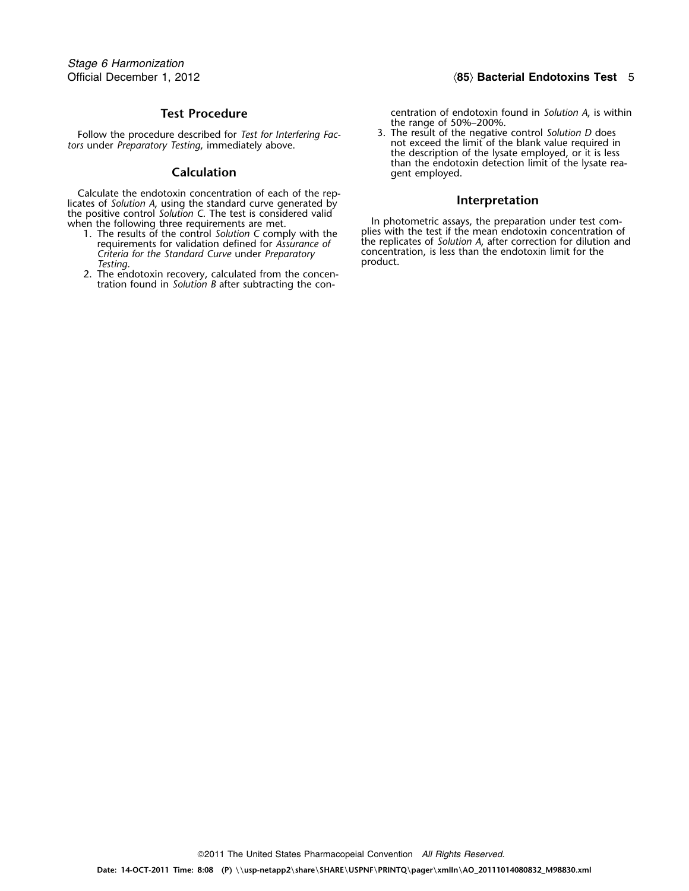## Test Procedure

Follow the procedure described for *Test for Interfering Factors* under *Preparatory Testing*, immediately above.

## Calculation

Calculate the endotoxin concentration of each of the replicates of *Solution A*, using the standard curve generated by the positive control *Solution C*. The test is considered valid when the following three requirements are met.

1. The results of the control *Solution C* comply with the requirements for validation defined for *Assurance of Criteria for the Standard Curve* under *Preparatory Testing*.
2. The endotoxin recovery, calculated from the concentration found in *Solution B* after subtracting the concentration of endotoxin found in *Solution A*, is within the range of 50%–200%.
3. The result of the negative control *Solution D* does not exceed the limit of the blank value required in the description of the lysate employed, or it is less than the endotoxin detection limit of the lysate reagent employed.

## Interpretation

In photometric assays, the preparation under test complies with the test if the mean endotoxin concentration of the replicates of *Solution A*, after correction for dilution and concentration, is less than the endotoxin limit for the product.